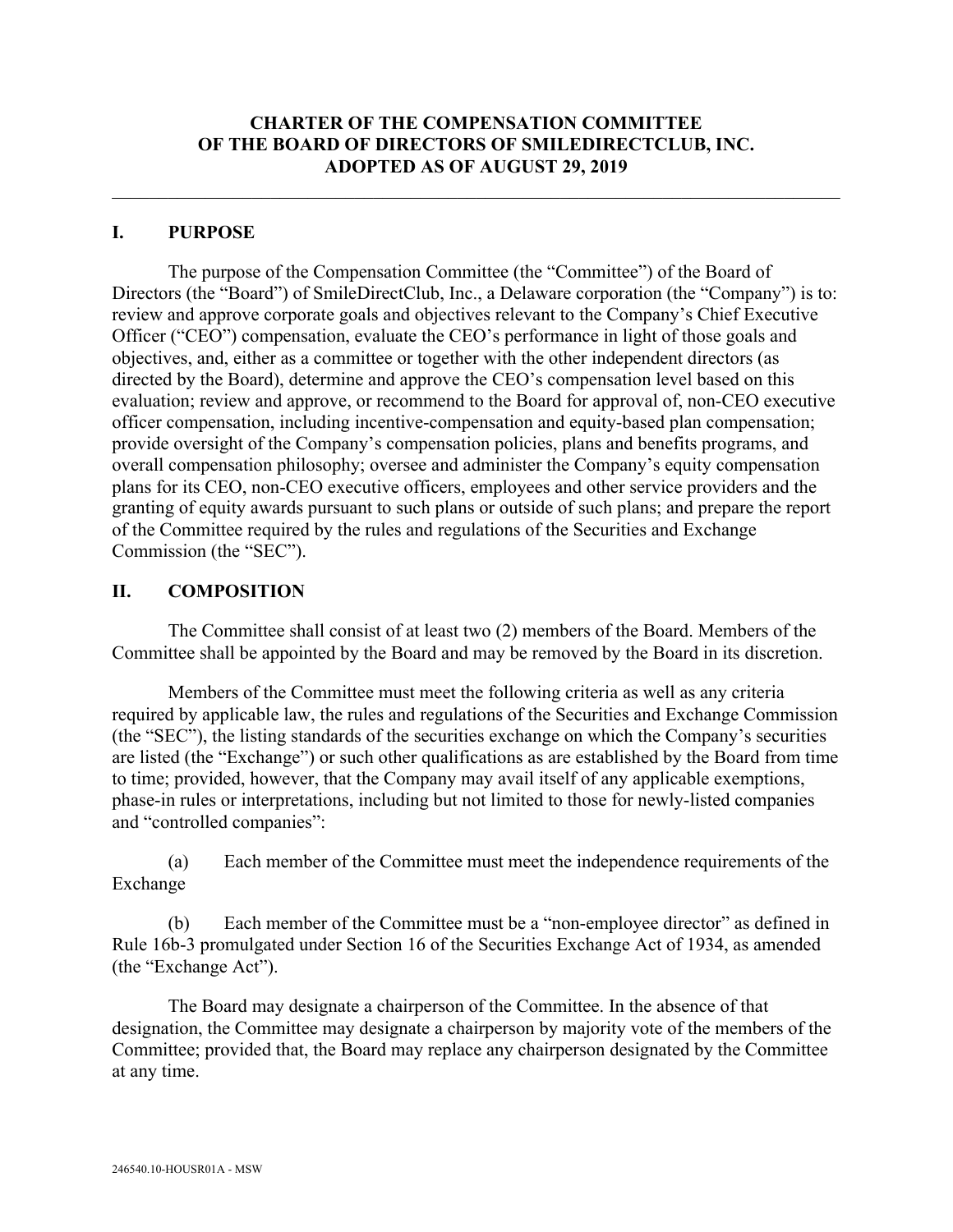# CHARTER OF THE COMPENSATION COMMITTEE OF THE BOARD OF DIRECTORS OF SMILEDIRECTCLUB, INC. ADOPTED AS OF AUGUST 29, 2019

---

## I. PURPOSE

The purpose of the Compensation Committee (the "Committee") of the Board of Directors (the "Board") of SmileDirectClub, Inc., a Delaware corporation (the "Company") is to: review and approve corporate goals and objectives relevant to the Company's Chief Executive Officer ("CEO") compensation, evaluate the CEO's performance in light of those goals and objectives, and, either as a committee or together with the other independent directors (as directed by the Board), determine and approve the CEO's compensation level based on this evaluation; review and approve, or recommend to the Board for approval of, non-CEO executive officer compensation, including incentive-compensation and equity-based plan compensation; provide oversight of the Company's compensation policies, plans and benefits programs, and overall compensation philosophy; oversee and administer the Company's equity compensation plans for its CEO, non-CEO executive officers, employees and other service providers and the granting of equity awards pursuant to such plans or outside of such plans; and prepare the report of the Committee required by the rules and regulations of the Securities and Exchange Commission (the "SEC").

## II. COMPOSITION

The Committee shall consist of at least two (2) members of the Board. Members of the Committee shall be appointed by the Board and may be removed by the Board in its discretion.

Members of the Committee must meet the following criteria as well as any criteria required by applicable law, the rules and regulations of the Securities and Exchange Commission (the "SEC"), the listing standards of the securities exchange on which the Company's securities are listed (the "Exchange") or such other qualifications as are established by the Board from time to time; provided, however, that the Company may avail itself of any applicable exemptions, phase-in rules or interpretations, including but not limited to those for newly-listed companies and "controlled companies":

(a) Each member of the Committee must meet the independence requirements of the Exchange

(b) Each member of the Committee must be a "non-employee director" as defined in Rule 16b-3 promulgated under Section 16 of the Securities Exchange Act of 1934, as amended (the "Exchange Act").

The Board may designate a chairperson of the Committee. In the absence of that designation, the Committee may designate a chairperson by majority vote of the members of the Committee; provided that, the Board may replace any chairperson designated by the Committee at any time.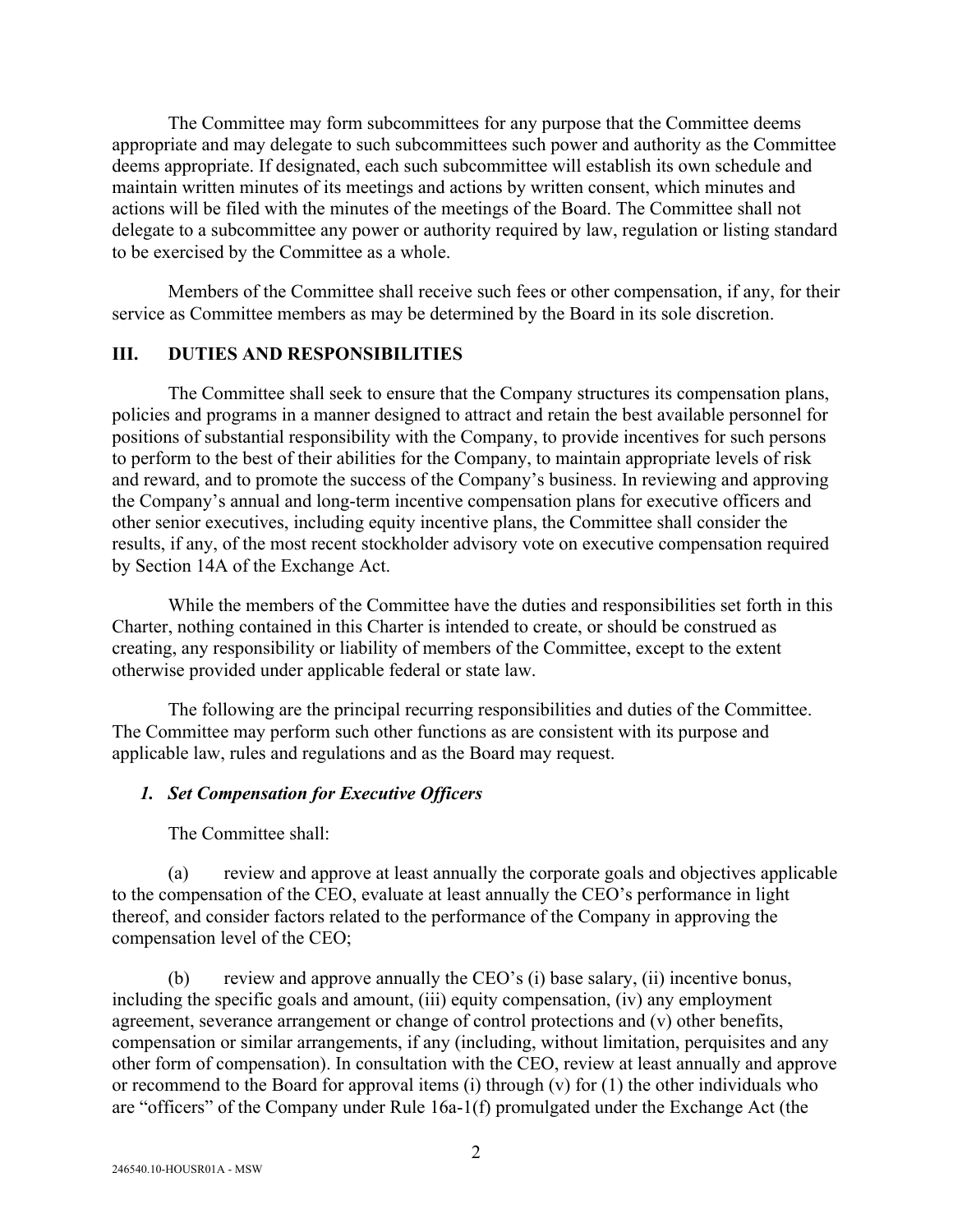The Committee may form subcommittees for any purpose that the Committee deems appropriate and may delegate to such subcommittees such power and authority as the Committee deems appropriate. If designated, each such subcommittee will establish its own schedule and maintain written minutes of its meetings and actions by written consent, which minutes and actions will be filed with the minutes of the meetings of the Board. The Committee shall not delegate to a subcommittee any power or authority required by law, regulation or listing standard to be exercised by the Committee as a whole.

Members of the Committee shall receive such fees or other compensation, if any, for their service as Committee members as may be determined by the Board in its sole discretion.

## III. DUTIES AND RESPONSIBILITIES

The Committee shall seek to ensure that the Company structures its compensation plans, policies and programs in a manner designed to attract and retain the best available personnel for positions of substantial responsibility with the Company, to provide incentives for such persons to perform to the best of their abilities for the Company, to maintain appropriate levels of risk and reward, and to promote the success of the Company's business. In reviewing and approving the Company's annual and long-term incentive compensation plans for executive officers and other senior executives, including equity incentive plans, the Committee shall consider the results, if any, of the most recent stockholder advisory vote on executive compensation required by Section 14A of the Exchange Act.

While the members of the Committee have the duties and responsibilities set forth in this Charter, nothing contained in this Charter is intended to create, or should be construed as creating, any responsibility or liability of members of the Committee, except to the extent otherwise provided under applicable federal or state law.

The following are the principal recurring responsibilities and duties of the Committee. The Committee may perform such other functions as are consistent with its purpose and applicable law, rules and regulations and as the Board may request.

### *1. Set Compensation for Executive Officers*

The Committee shall:

(a) review and approve at least annually the corporate goals and objectives applicable to the compensation of the CEO, evaluate at least annually the CEO's performance in light thereof, and consider factors related to the performance of the Company in approving the compensation level of the CEO;

(b) review and approve annually the CEO's (i) base salary, (ii) incentive bonus, including the specific goals and amount, (iii) equity compensation, (iv) any employment agreement, severance arrangement or change of control protections and (v) other benefits, compensation or similar arrangements, if any (including, without limitation, perquisites and any other form of compensation). In consultation with the CEO, review at least annually and approve or recommend to the Board for approval items (i) through (v) for (1) the other individuals who are "officers" of the Company under Rule 16a-1(f) promulgated under the Exchange Act (the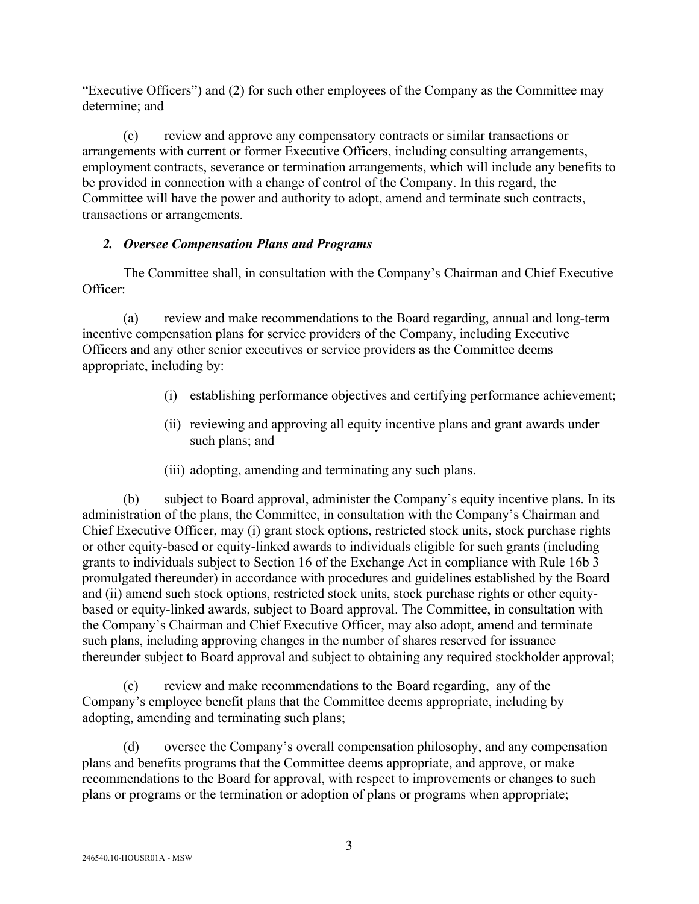"Executive Officers") and (2) for such other employees of the Company as the Committee may determine; and

(c) review and approve any compensatory contracts or similar transactions or arrangements with current or former Executive Officers, including consulting arrangements, employment contracts, severance or termination arrangements, which will include any benefits to be provided in connection with a change of control of the Company. In this regard, the Committee will have the power and authority to adopt, amend and terminate such contracts, transactions or arrangements.

### *2. Oversee Compensation Plans and Programs*

The Committee shall, in consultation with the Company's Chairman and Chief Executive Officer:

(a) review and make recommendations to the Board regarding, annual and long-term incentive compensation plans for service providers of the Company, including Executive Officers and any other senior executives or service providers as the Committee deems appropriate, including by:

- (i) establishing performance objectives and certifying performance achievement;
- (ii) reviewing and approving all equity incentive plans and grant awards under such plans; and
- (iii) adopting, amending and terminating any such plans.

(b) subject to Board approval, administer the Company's equity incentive plans. In its administration of the plans, the Committee, in consultation with the Company's Chairman and Chief Executive Officer, may (i) grant stock options, restricted stock units, stock purchase rights or other equity-based or equity-linked awards to individuals eligible for such grants (including grants to individuals subject to Section 16 of the Exchange Act in compliance with Rule 16b 3 promulgated thereunder) in accordance with procedures and guidelines established by the Board and (ii) amend such stock options, restricted stock units, stock purchase rights or other equity-based or equity-linked awards, subject to Board approval. The Committee, in consultation with the Company's Chairman and Chief Executive Officer, may also adopt, amend and terminate such plans, including approving changes in the number of shares reserved for issuance thereunder subject to Board approval and subject to obtaining any required stockholder approval;

(c) review and make recommendations to the Board regarding, any of the Company's employee benefit plans that the Committee deems appropriate, including by adopting, amending and terminating such plans;

(d) oversee the Company's overall compensation philosophy, and any compensation plans and benefits programs that the Committee deems appropriate, and approve, or make recommendations to the Board for approval, with respect to improvements or changes to such plans or programs or the termination or adoption of plans or programs when appropriate;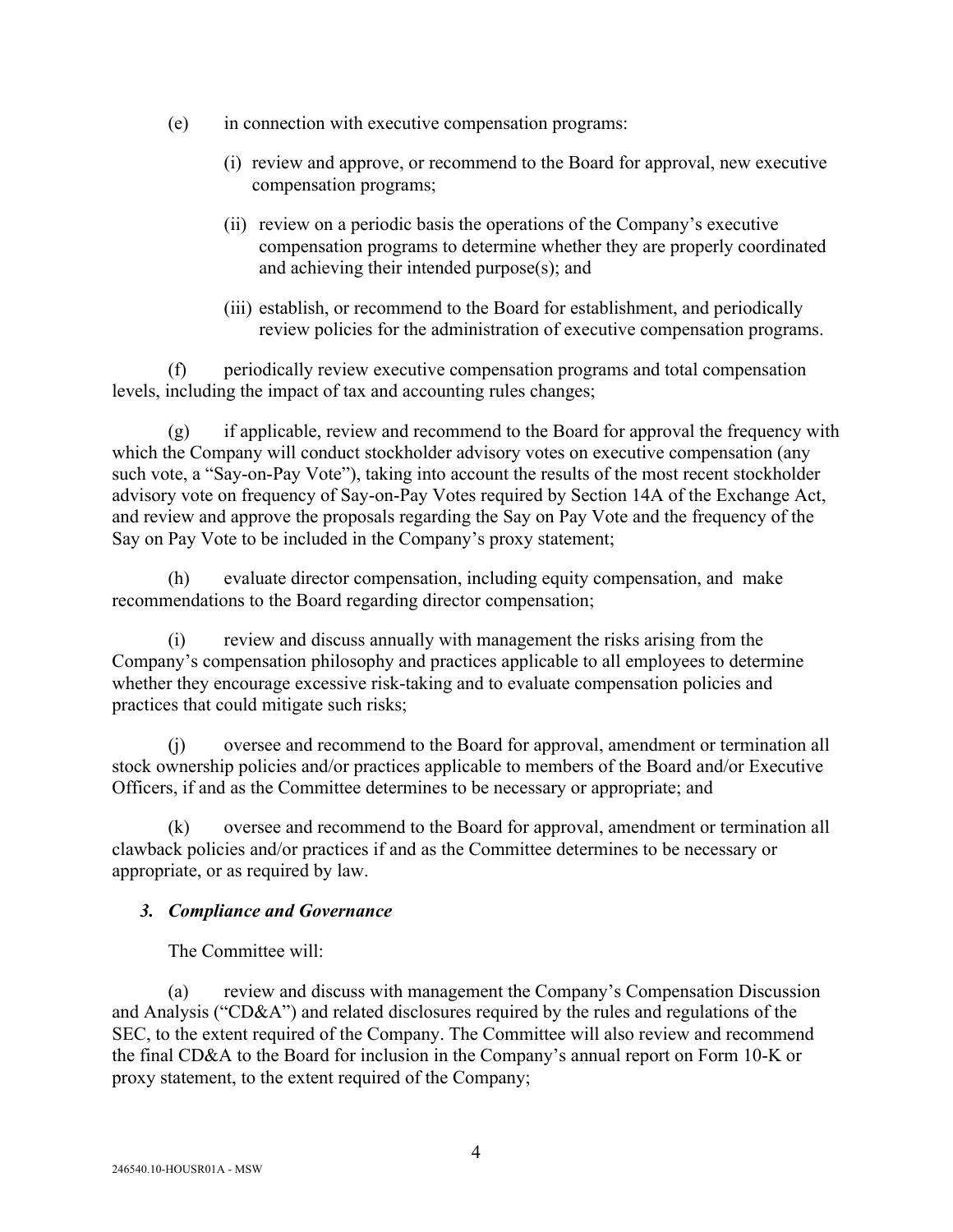(e) in connection with executive compensation programs:

(i) review and approve, or recommend to the Board for approval, new executive compensation programs;

(ii) review on a periodic basis the operations of the Company's executive compensation programs to determine whether they are properly coordinated and achieving their intended purpose(s); and

(iii) establish, or recommend to the Board for establishment, and periodically review policies for the administration of executive compensation programs.

(f) periodically review executive compensation programs and total compensation levels, including the impact of tax and accounting rules changes;

(g) if applicable, review and recommend to the Board for approval the frequency with which the Company will conduct stockholder advisory votes on executive compensation (any such vote, a "Say-on-Pay Vote"), taking into account the results of the most recent stockholder advisory vote on frequency of Say-on-Pay Votes required by Section 14A of the Exchange Act, and review and approve the proposals regarding the Say on Pay Vote and the frequency of the Say on Pay Vote to be included in the Company's proxy statement;

(h) evaluate director compensation, including equity compensation, and make recommendations to the Board regarding director compensation;

(i) review and discuss annually with management the risks arising from the Company's compensation philosophy and practices applicable to all employees to determine whether they encourage excessive risk-taking and to evaluate compensation policies and practices that could mitigate such risks;

(j) oversee and recommend to the Board for approval, amendment or termination all stock ownership policies and/or practices applicable to members of the Board and/or Executive Officers, if and as the Committee determines to be necessary or appropriate; and

(k) oversee and recommend to the Board for approval, amendment or termination all clawback policies and/or practices if and as the Committee determines to be necessary or appropriate, or as required by law.

### *3. Compliance and Governance*

The Committee will:

(a) review and discuss with management the Company's Compensation Discussion and Analysis ("CD&A") and related disclosures required by the rules and regulations of the SEC, to the extent required of the Company. The Committee will also review and recommend the final CD&A to the Board for inclusion in the Company's annual report on Form 10-K or proxy statement, to the extent required of the Company;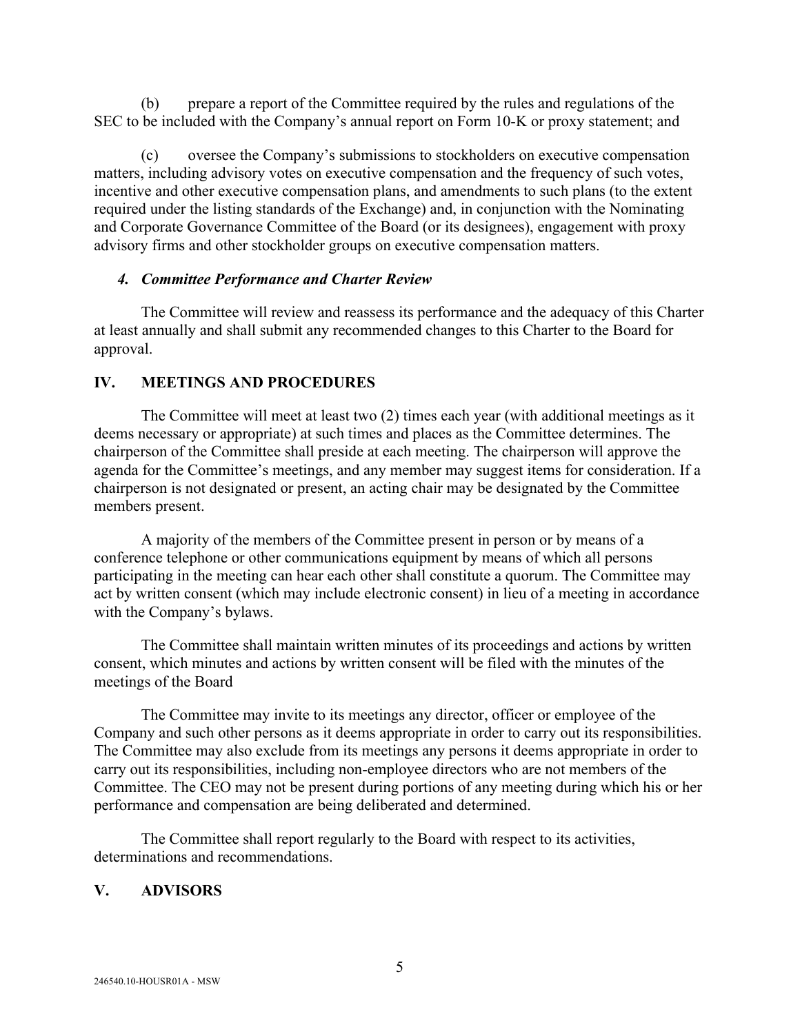(b) prepare a report of the Committee required by the rules and regulations of the SEC to be included with the Company's annual report on Form 10-K or proxy statement; and

(c) oversee the Company's submissions to stockholders on executive compensation matters, including advisory votes on executive compensation and the frequency of such votes, incentive and other executive compensation plans, and amendments to such plans (to the extent required under the listing standards of the Exchange) and, in conjunction with the Nominating and Corporate Governance Committee of the Board (or its designees), engagement with proxy advisory firms and other stockholder groups on executive compensation matters.

### *4. Committee Performance and Charter Review*

The Committee will review and reassess its performance and the adequacy of this Charter at least annually and shall submit any recommended changes to this Charter to the Board for approval.

## IV. MEETINGS AND PROCEDURES

The Committee will meet at least two (2) times each year (with additional meetings as it deems necessary or appropriate) at such times and places as the Committee determines. The chairperson of the Committee shall preside at each meeting. The chairperson will approve the agenda for the Committee's meetings, and any member may suggest items for consideration. If a chairperson is not designated or present, an acting chair may be designated by the Committee members present.

A majority of the members of the Committee present in person or by means of a conference telephone or other communications equipment by means of which all persons participating in the meeting can hear each other shall constitute a quorum. The Committee may act by written consent (which may include electronic consent) in lieu of a meeting in accordance with the Company's bylaws.

The Committee shall maintain written minutes of its proceedings and actions by written consent, which minutes and actions by written consent will be filed with the minutes of the meetings of the Board

The Committee may invite to its meetings any director, officer or employee of the Company and such other persons as it deems appropriate in order to carry out its responsibilities. The Committee may also exclude from its meetings any persons it deems appropriate in order to carry out its responsibilities, including non-employee directors who are not members of the Committee. The CEO may not be present during portions of any meeting during which his or her performance and compensation are being deliberated and determined.

The Committee shall report regularly to the Board with respect to its activities, determinations and recommendations.

## V. ADVISORS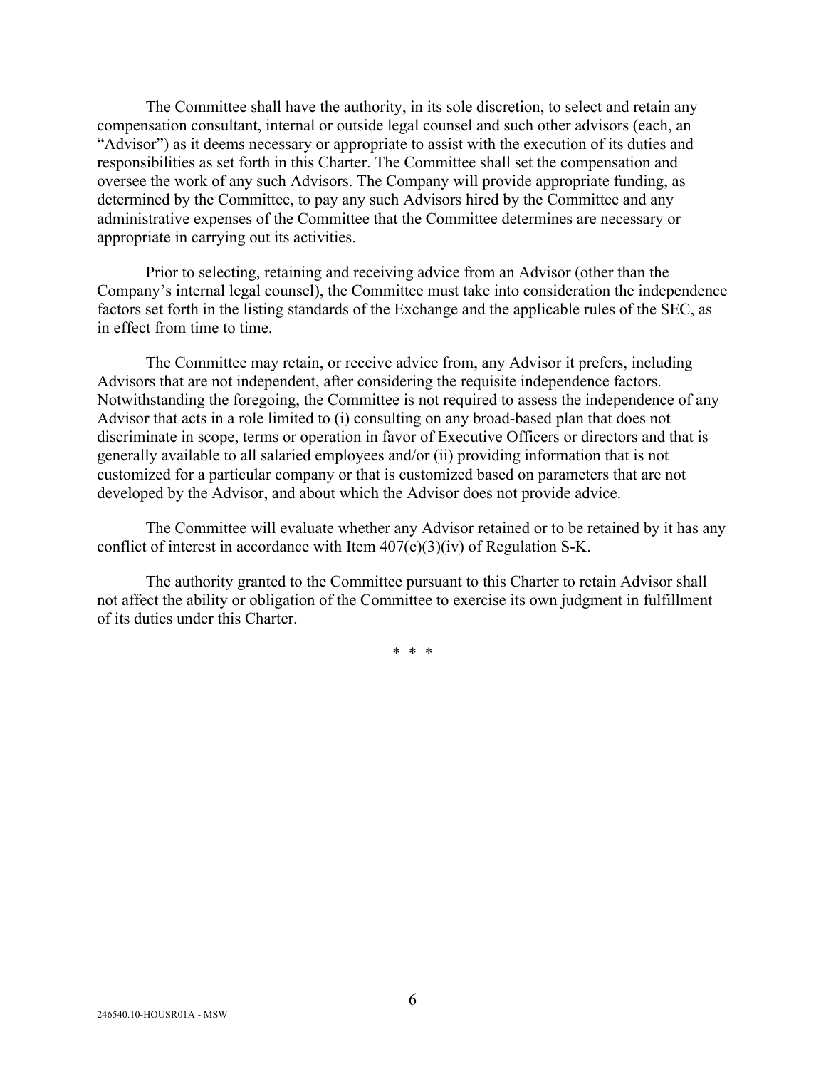The Committee shall have the authority, in its sole discretion, to select and retain any compensation consultant, internal or outside legal counsel and such other advisors (each, an "Advisor") as it deems necessary or appropriate to assist with the execution of its duties and responsibilities as set forth in this Charter. The Committee shall set the compensation and oversee the work of any such Advisors. The Company will provide appropriate funding, as determined by the Committee, to pay any such Advisors hired by the Committee and any administrative expenses of the Committee that the Committee determines are necessary or appropriate in carrying out its activities.

Prior to selecting, retaining and receiving advice from an Advisor (other than the Company's internal legal counsel), the Committee must take into consideration the independence factors set forth in the listing standards of the Exchange and the applicable rules of the SEC, as in effect from time to time.

The Committee may retain, or receive advice from, any Advisor it prefers, including Advisors that are not independent, after considering the requisite independence factors. Notwithstanding the foregoing, the Committee is not required to assess the independence of any Advisor that acts in a role limited to (i) consulting on any broad-based plan that does not discriminate in scope, terms or operation in favor of Executive Officers or directors and that is generally available to all salaried employees and/or (ii) providing information that is not customized for a particular company or that is customized based on parameters that are not developed by the Advisor, and about which the Advisor does not provide advice.

The Committee will evaluate whether any Advisor retained or to be retained by it has any conflict of interest in accordance with Item 407(e)(3)(iv) of Regulation S-K.

The authority granted to the Committee pursuant to this Charter to retain Advisor shall not affect the ability or obligation of the Committee to exercise its own judgment in fulfillment of its duties under this Charter.

\* \* \*

246540.10-HOUSR01A - MSW